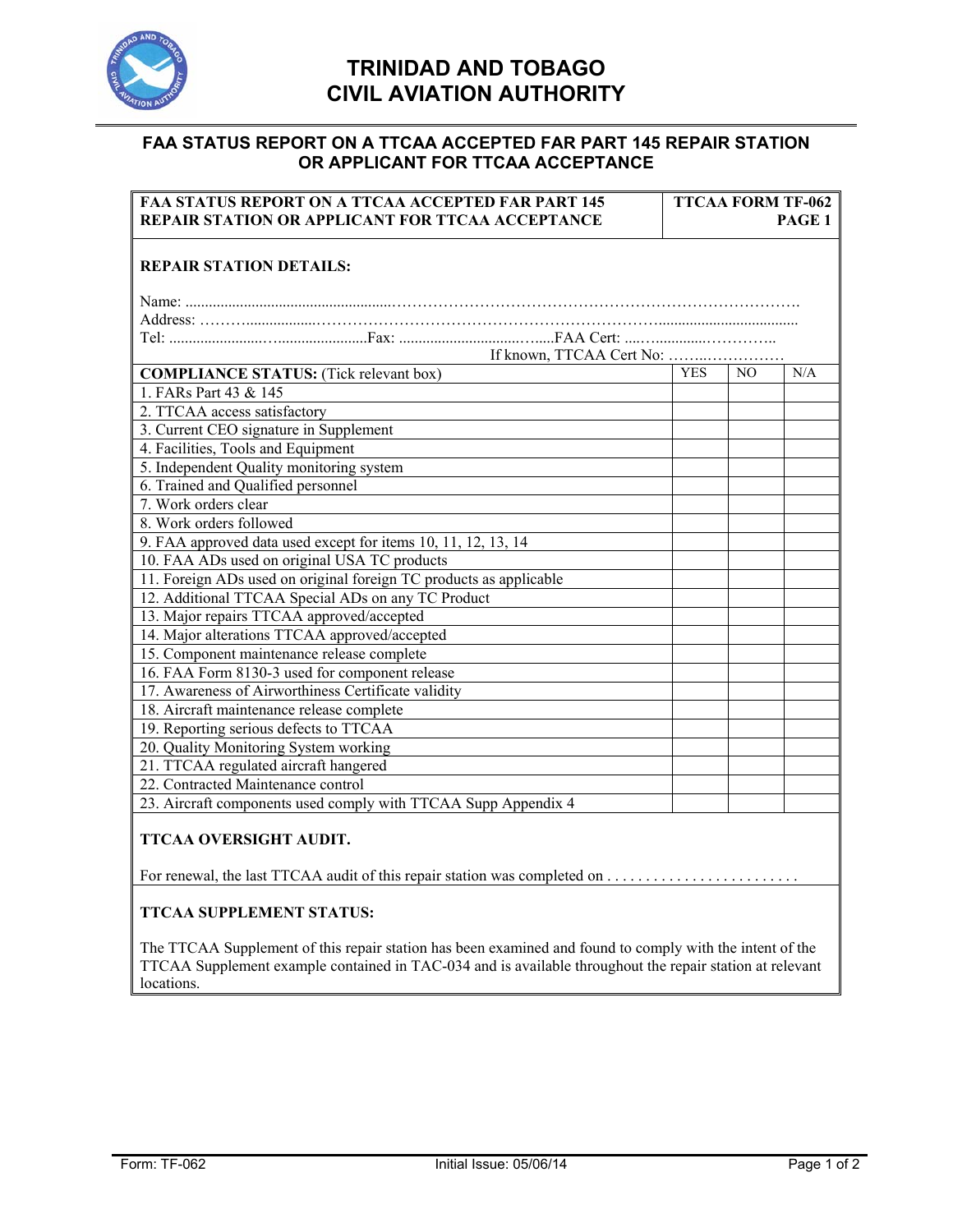# TRINIDAD AND TOBAGO CIVIL AVIATION AUTHORITY

## FAA STATUS REPORT ON A TTCAA ACCEPTED FAR PART 145 REPAIR STATION OR APPLICANT FOR TTCAA ACCEPTANCE

| FAA STATUS REPORT ON A TTCAA ACCEPTED FAR PART 145 REPAIR STATION OR APPLICANT FOR TTCAA ACCEPTANCE | TTCAA FORM TF-062 PAGE 1 |
|---|---|

**REPAIR STATION DETAILS:**

Name: ......................................................………………………………………………………………….

Address: ………..................…………………………………………………………......................................

Tel: .......................…......................Fax: ............................…....FAA Cert: ....…............…………..

If known, TTCAA Cert No: ……..……………

| **COMPLIANCE STATUS:** (Tick relevant box) | YES | NO | N/A |
|---|---|---|---|
| 1. FARs Part 43 & 145 | | | |
| 2. TTCAA access satisfactory | | | |
| 3. Current CEO signature in Supplement | | | |
| 4. Facilities, Tools and Equipment | | | |
| 5. Independent Quality monitoring system | | | |
| 6. Trained and Qualified personnel | | | |
| 7. Work orders clear | | | |
| 8. Work orders followed | | | |
| 9. FAA approved data used except for items 10, 11, 12, 13, 14 | | | |
| 10. FAA ADs used on original USA TC products | | | |
| 11. Foreign ADs used on original foreign TC products as applicable | | | |
| 12. Additional TTCAA Special ADs on any TC Product | | | |
| 13. Major repairs TTCAA approved/accepted | | | |
| 14. Major alterations TTCAA approved/accepted | | | |
| 15. Component maintenance release complete | | | |
| 16. FAA Form 8130-3 used for component release | | | |
| 17. Awareness of Airworthiness Certificate validity | | | |
| 18. Aircraft maintenance release complete | | | |
| 19. Reporting serious defects to TTCAA | | | |
| 20. Quality Monitoring System working | | | |
| 21. TTCAA regulated aircraft hangered | | | |
| 22. Contracted Maintenance control | | | |
| 23. Aircraft components used comply with TTCAA Supp Appendix 4 | | | |

**TTCAA OVERSIGHT AUDIT.**

For renewal, the last TTCAA audit of this repair station was completed on . . . . . . . . . . . . . . . . . . . . . . . . .

**TTCAA SUPPLEMENT STATUS:**

The TTCAA Supplement of this repair station has been examined and found to comply with the intent of the TTCAA Supplement example contained in TAC-034 and is available throughout the repair station at relevant locations.

Form: TF-062 Initial Issue: 05/06/14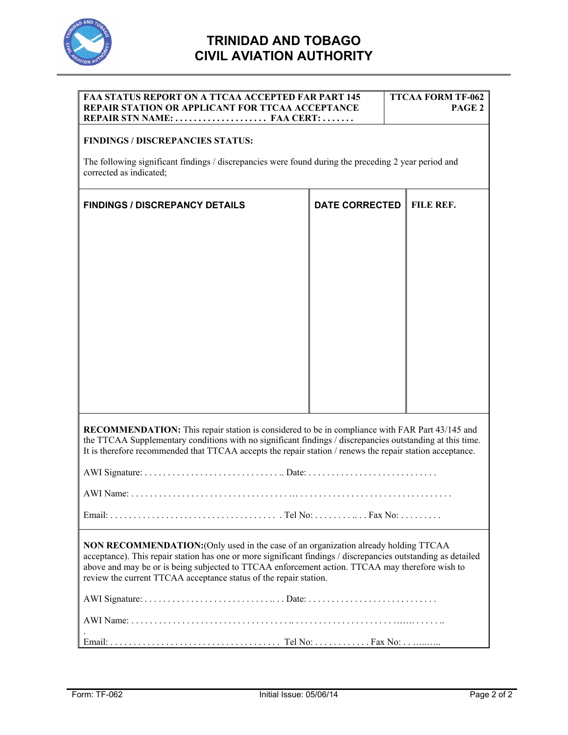# TRINIDAD AND TOBAGO CIVIL AVIATION AUTHORITY

**FAA STATUS REPORT ON A TTCAA ACCEPTED FAR PART 145 REPAIR STATION OR APPLICANT FOR TTCAA ACCEPTANCE**
**REPAIR STN NAME: . . . . . . . . . . . . . . . . . . . . FAA CERT: . . . . . . .**

**TTCAA FORM TF-062**
**PAGE 2**

**FINDINGS / DISCREPANCIES STATUS:**

The following significant findings / discrepancies were found during the preceding 2 year period and corrected as indicated;

| FINDINGS / DISCREPANCY DETAILS | DATE CORRECTED | FILE REF. |
|---|---|---|
| | | |

**RECOMMENDATION:** This repair station is considered to be in compliance with FAR Part 43/145 and the TTCAA Supplementary conditions with no significant findings / discrepancies outstanding at this time. It is therefore recommended that TTCAA accepts the repair station / renews the repair station acceptance.

AWI Signature: . . . . . . . . . . . . . . . . . . . . . . . . . . . . . .. Date: . . . . . . . . . . . . . . . . . . . . . . . . . . . .

AWI Name: . . . . . . . . . . . . . . . . . . . . . . . . . . . . . . . . . .. . . . . . . . . . . . . . . . . . . . . . . . . . . . . . . . .

Email: . . . . . . . . . . . . . . . . . . . . . . . . . . . . . . . . . . . . . Tel No: . . . . . . . . . .. . . Fax No: . . . . . . . . .

**NON RECOMMENDATION:**(Only used in the case of an organization already holding TTCAA acceptance). This repair station has one or more significant findings / discrepancies outstanding as detailed above and may be or is being subjected to TTCAA enforcement action. TTCAA may therefore wish to review the current TTCAA acceptance status of the repair station.

AWI Signature: . . . . . . . . . . . . . . . . . . . . . . . . . . . . .. . . Date: . . . . . . . . . . . . . . . . . . . . . . . . . . . .

AWI Name: . . . . . . . . . . . . . . . . . . . . . . . . . . . . . . . . .. . . . . . . . . . . . . . . . . . . . . . . . . .. . . . . . . . . ..

Email: . . . . . . . . . . . . . . . . . . . . . . . . . . . . . . . . . . . . . Tel No: . . . . . . . . . . . . Fax No: . . . . . . . . .